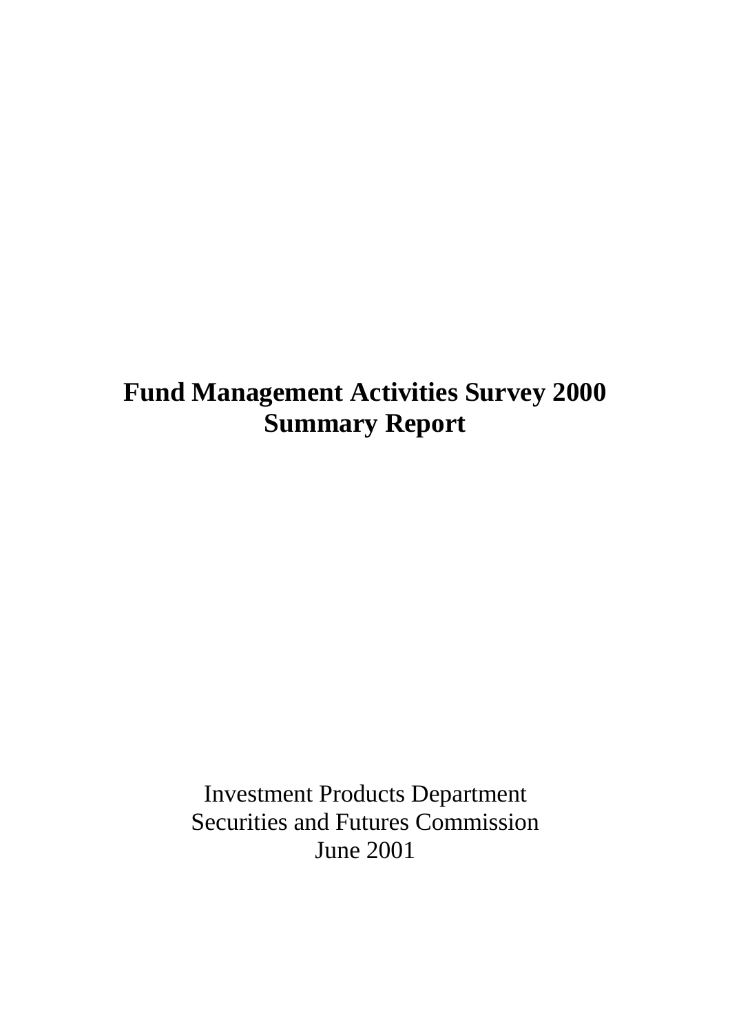# Fund Management Activities Survey 2000
# Summary Report

Investment Products Department
Securities and Futures Commission
June 2001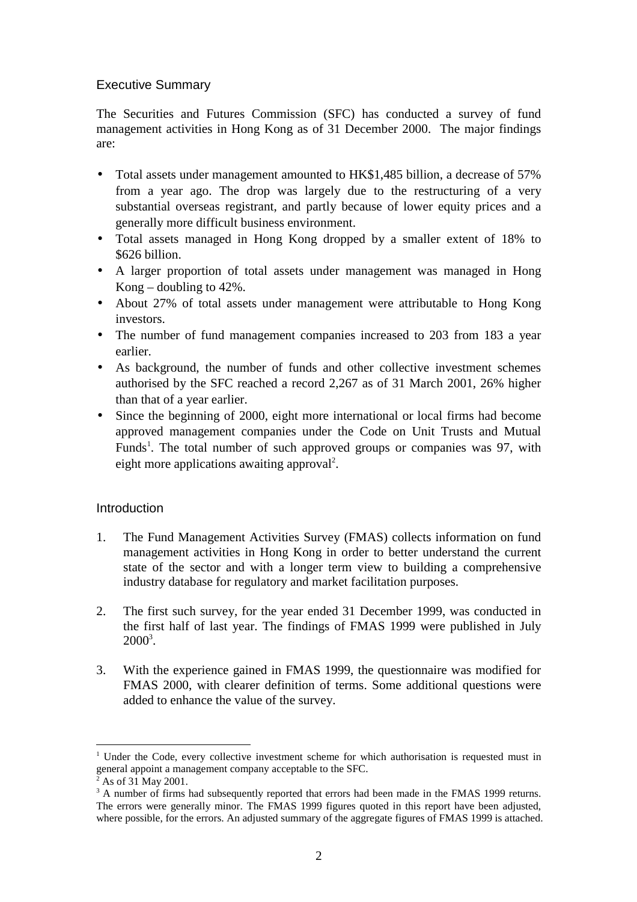## Executive Summary

The Securities and Futures Commission (SFC) has conducted a survey of fund management activities in Hong Kong as of 31 December 2000. The major findings are:

- Total assets under management amounted to HK$1,485 billion, a decrease of 57% from a year ago. The drop was largely due to the restructuring of a very substantial overseas registrant, and partly because of lower equity prices and a generally more difficult business environment.
- Total assets managed in Hong Kong dropped by a smaller extent of 18% to $626 billion.
- A larger proportion of total assets under management was managed in Hong Kong – doubling to 42%.
- About 27% of total assets under management were attributable to Hong Kong investors.
- The number of fund management companies increased to 203 from 183 a year earlier.
- As background, the number of funds and other collective investment schemes authorised by the SFC reached a record 2,267 as of 31 March 2001, 26% higher than that of a year earlier.
- Since the beginning of 2000, eight more international or local firms had become approved management companies under the Code on Unit Trusts and Mutual Funds[1]. The total number of such approved groups or companies was 97, with eight more applications awaiting approval[2].

## Introduction

1. The Fund Management Activities Survey (FMAS) collects information on fund management activities in Hong Kong in order to better understand the current state of the sector and with a longer term view to building a comprehensive industry database for regulatory and market facilitation purposes.

2. The first such survey, for the year ended 31 December 1999, was conducted in the first half of last year. The findings of FMAS 1999 were published in July 2000[3].

3. With the experience gained in FMAS 1999, the questionnaire was modified for FMAS 2000, with clearer definition of terms. Some additional questions were added to enhance the value of the survey.

---

[1] Under the Code, every collective investment scheme for which authorisation is requested must in general appoint a management company acceptable to the SFC.

[2] As of 31 May 2001.

[3] A number of firms had subsequently reported that errors had been made in the FMAS 1999 returns. The errors were generally minor. The FMAS 1999 figures quoted in this report have been adjusted, where possible, for the errors. An adjusted summary of the aggregate figures of FMAS 1999 is attached.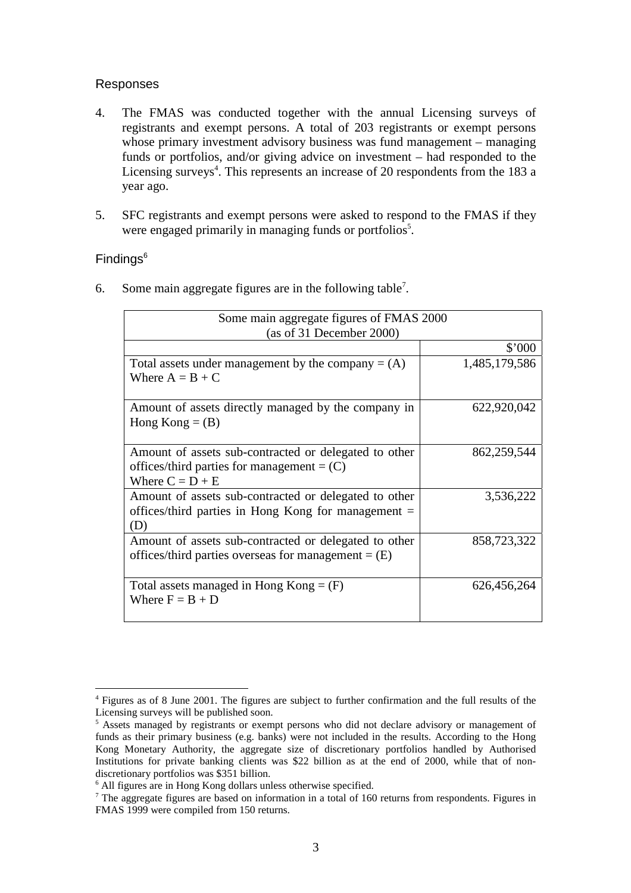## Responses

4. The FMAS was conducted together with the annual Licensing surveys of registrants and exempt persons. A total of 203 registrants or exempt persons whose primary investment advisory business was fund management – managing funds or portfolios, and/or giving advice on investment – had responded to the Licensing surveys[4]. This represents an increase of 20 respondents from the 183 a year ago.

5. SFC registrants and exempt persons were asked to respond to the FMAS if they were engaged primarily in managing funds or portfolios[5].

## Findings[6]

6. Some main aggregate figures are in the following table[7].

| Some main aggregate figures of FMAS 2000 (as of 31 December 2000) | |
|---|---|
| | $'000 |
| Total assets under management by the company = (A) Where A = B + C | 1,485,179,586 |
| Amount of assets directly managed by the company in Hong Kong = (B) | 622,920,042 |
| Amount of assets sub-contracted or delegated to other offices/third parties for management = (C) Where C = D + E | 862,259,544 |
| Amount of assets sub-contracted or delegated to other offices/third parties in Hong Kong for management = (D) | 3,536,222 |
| Amount of assets sub-contracted or delegated to other offices/third parties overseas for management = (E) | 858,723,322 |
| Total assets managed in Hong Kong = (F) Where F = B + D | 626,456,264 |

---

[4] Figures as of 8 June 2001. The figures are subject to further confirmation and the full results of the Licensing surveys will be published soon.

[5] Assets managed by registrants or exempt persons who did not declare advisory or management of funds as their primary business (e.g. banks) were not included in the results. According to the Hong Kong Monetary Authority, the aggregate size of discretionary portfolios handled by Authorised Institutions for private banking clients was $22 billion as at the end of 2000, while that of non-discretionary portfolios was $351 billion.

[6] All figures are in Hong Kong dollars unless otherwise specified.

[7] The aggregate figures are based on information in a total of 160 returns from respondents. Figures in FMAS 1999 were compiled from 150 returns.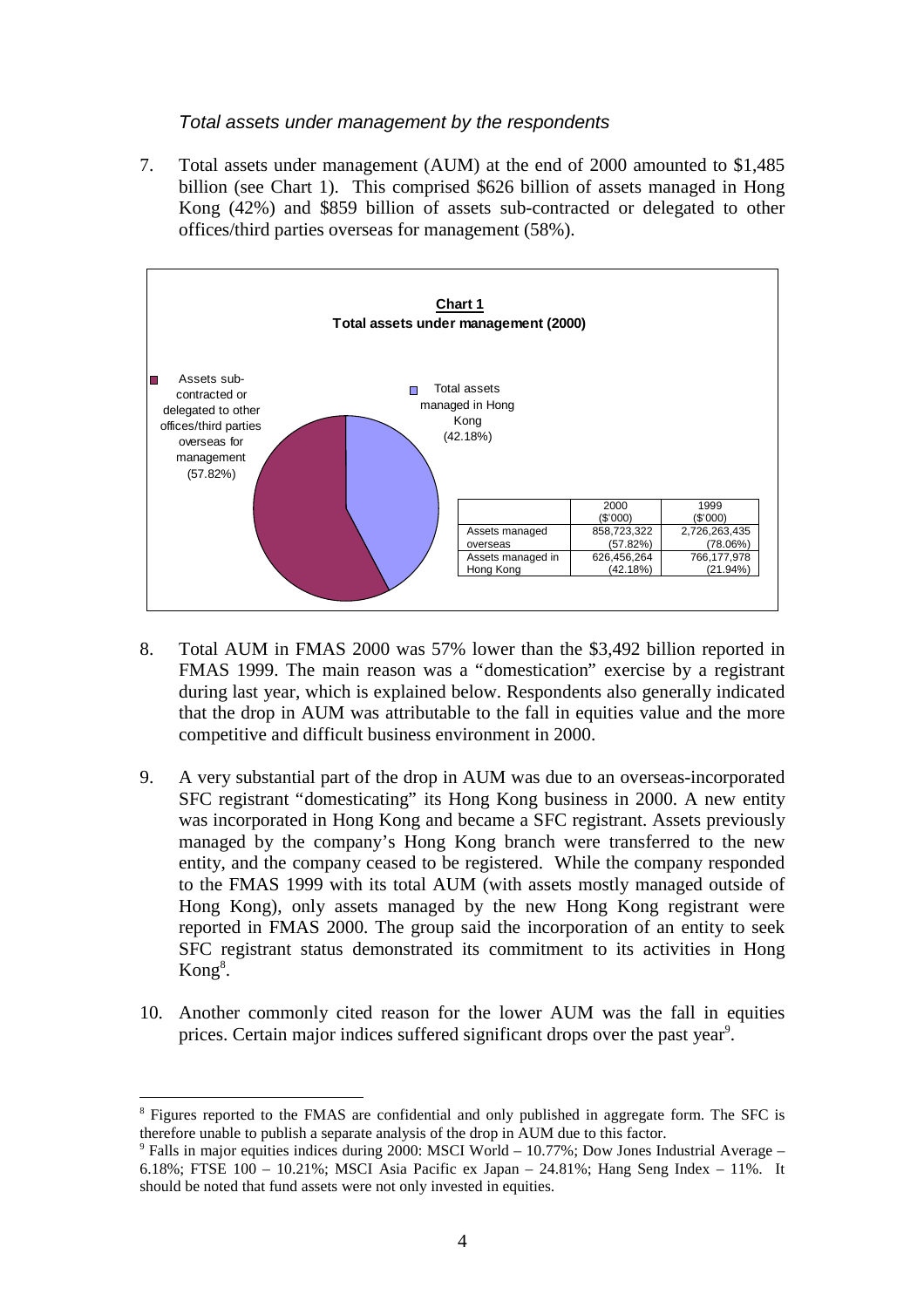*Total assets under management by the respondents*

7. Total assets under management (AUM) at the end of 2000 amounted to $1,485 billion (see Chart 1). This comprised $626 billion of assets managed in Hong Kong (42%) and $859 billion of assets sub-contracted or delegated to other offices/third parties overseas for management (58%).

**Chart 1**
**Total assets under management (2000)**

Assets sub-contracted or delegated to other offices/third parties overseas for management (57.82%)

Total assets managed in Hong Kong (42.18%)

| | 2000 ($'000) | 1999 ($'000) |
|---|---|---|
| Assets managed overseas | 858,723,322 (57.82%) | 2,726,263,435 (78.06%) |
| Assets managed in Hong Kong | 626,456,264 (42.18%) | 766,177,978 (21.94%) |

8. Total AUM in FMAS 2000 was 57% lower than the $3,492 billion reported in FMAS 1999. The main reason was a "domestication" exercise by a registrant during last year, which is explained below. Respondents also generally indicated that the drop in AUM was attributable to the fall in equities value and the more competitive and difficult business environment in 2000.

9. A very substantial part of the drop in AUM was due to an overseas-incorporated SFC registrant "domesticating" its Hong Kong business in 2000. A new entity was incorporated in Hong Kong and became a SFC registrant. Assets previously managed by the company's Hong Kong branch were transferred to the new entity, and the company ceased to be registered. While the company responded to the FMAS 1999 with its total AUM (with assets mostly managed outside of Hong Kong), only assets managed by the new Hong Kong registrant were reported in FMAS 2000. The group said the incorporation of an entity to seek SFC registrant status demonstrated its commitment to its activities in Hong Kong[8].

10. Another commonly cited reason for the lower AUM was the fall in equities prices. Certain major indices suffered significant drops over the past year[9].

[8] Figures reported to the FMAS are confidential and only published in aggregate form. The SFC is therefore unable to publish a separate analysis of the drop in AUM due to this factor.

[9] Falls in major equities indices during 2000: MSCI World – 10.77%; Dow Jones Industrial Average – 6.18%; FTSE 100 – 10.21%; MSCI Asia Pacific ex Japan – 24.81%; Hang Seng Index – 11%. It should be noted that fund assets were not only invested in equities.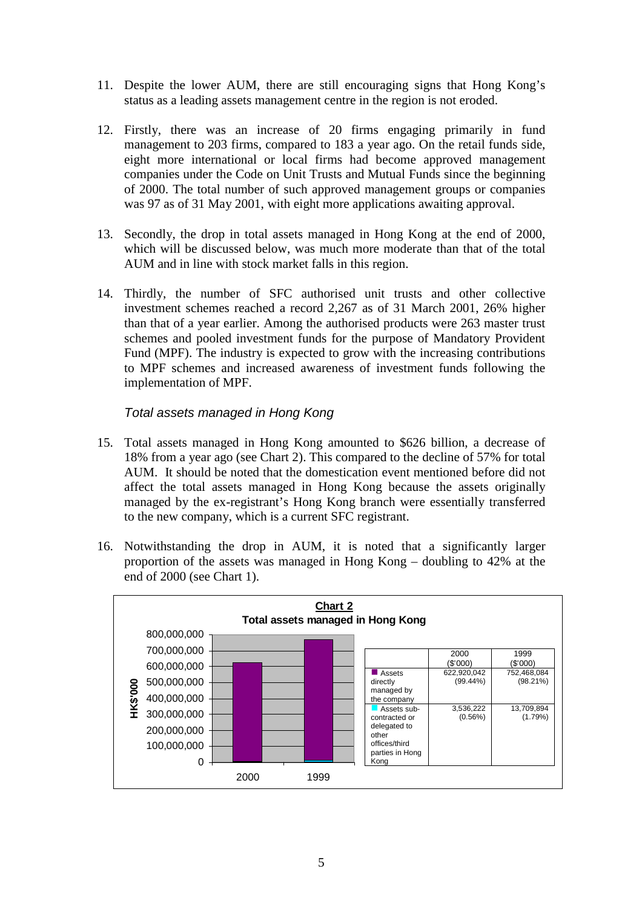11. Despite the lower AUM, there are still encouraging signs that Hong Kong's status as a leading assets management centre in the region is not eroded.

12. Firstly, there was an increase of 20 firms engaging primarily in fund management to 203 firms, compared to 183 a year ago. On the retail funds side, eight more international or local firms had become approved management companies under the Code on Unit Trusts and Mutual Funds since the beginning of 2000. The total number of such approved management groups or companies was 97 as of 31 May 2001, with eight more applications awaiting approval.

13. Secondly, the drop in total assets managed in Hong Kong at the end of 2000, which will be discussed below, was much more moderate than that of the total AUM and in line with stock market falls in this region.

14. Thirdly, the number of SFC authorised unit trusts and other collective investment schemes reached a record 2,267 as of 31 March 2001, 26% higher than that of a year earlier. Among the authorised products were 263 master trust schemes and pooled investment funds for the purpose of Mandatory Provident Fund (MPF). The industry is expected to grow with the increasing contributions to MPF schemes and increased awareness of investment funds following the implementation of MPF.

*Total assets managed in Hong Kong*

15. Total assets managed in Hong Kong amounted to $626 billion, a decrease of 18% from a year ago (see Chart 2). This compared to the decline of 57% for total AUM. It should be noted that the domestication event mentioned before did not affect the total assets managed in Hong Kong because the assets originally managed by the ex-registrant's Hong Kong branch were essentially transferred to the new company, which is a current SFC registrant.

16. Notwithstanding the drop in AUM, it is noted that a significantly larger proportion of the assets was managed in Hong Kong – doubling to 42% at the end of 2000 (see Chart 1).

**Chart 2**
**Total assets managed in Hong Kong**

| | 2000 ($'000) | 1999 ($'000) |
|---|---|---|
| Assets directly managed by the company | 622,920,042 (99.44%) | 752,468,084 (98.21%) |
| Assets sub-contracted or delegated to other offices/third parties in Hong Kong | 3,536,222 (0.56%) | 13,709,894 (1.79%) |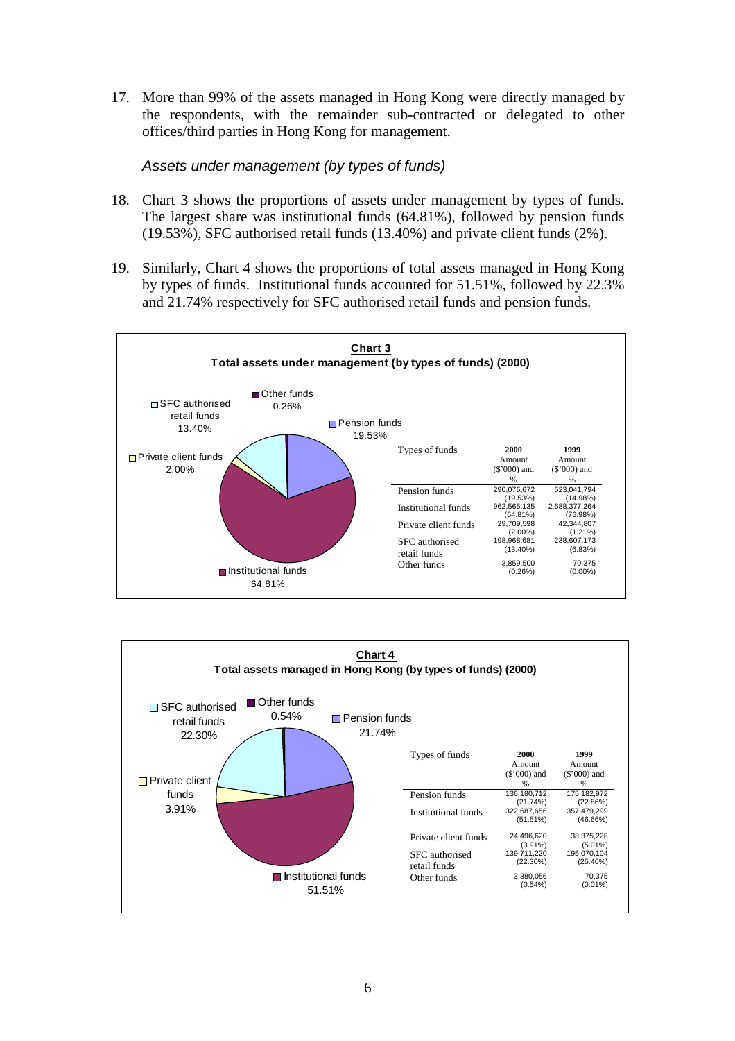17. More than 99% of the assets managed in Hong Kong were directly managed by the respondents, with the remainder sub-contracted or delegated to other offices/third parties in Hong Kong for management.

*Assets under management (by types of funds)*

18. Chart 3 shows the proportions of assets under management by types of funds. The largest share was institutional funds (64.81%), followed by pension funds (19.53%), SFC authorised retail funds (13.40%) and private client funds (2%).

19. Similarly, Chart 4 shows the proportions of total assets managed in Hong Kong by types of funds. Institutional funds accounted for 51.51%, followed by 22.3% and 21.74% respectively for SFC authorised retail funds and pension funds.

**Chart 3**

**Total assets under management (by types of funds) (2000)**

| Types of funds | 2000 Amount ($'000) and % | 1999 Amount ($'000) and % |
|---|---|---|
| Pension funds | 290,076,672 (19.53%) | 523,041,794 (14.98%) |
| Institutional funds | 962,565,135 (64.81%) | 2,688,377,264 (76.98%) |
| Private client funds | 29,709,598 (2.00%) | 42,344,807 (1.21%) |
| SFC authorised retail funds | 198,968,681 (13.40%) | 238,607,173 (6.83%) |
| Other funds | 3,859,500 (0.26%) | 70,375 (0.00%) |

**Chart 4**

**Total assets managed in Hong Kong (by types of funds) (2000)**

| Types of funds | 2000 Amount ($'000) and % | 1999 Amount ($'000) and % |
|---|---|---|
| Pension funds | 136,180,712 (21.74%) | 175,182,972 (22.86%) |
| Institutional funds | 322,687,656 (51.51%) | 357,479,299 (46.66%) |
| Private client funds | 24,496,620 (3.91%) | 38,375,228 (5.01%) |
| SFC authorised retail funds | 139,711,220 (22.30%) | 195,070,104 (25.46%) |
| Other funds | 3,380,056 (0.54%) | 70,375 (0.01%) |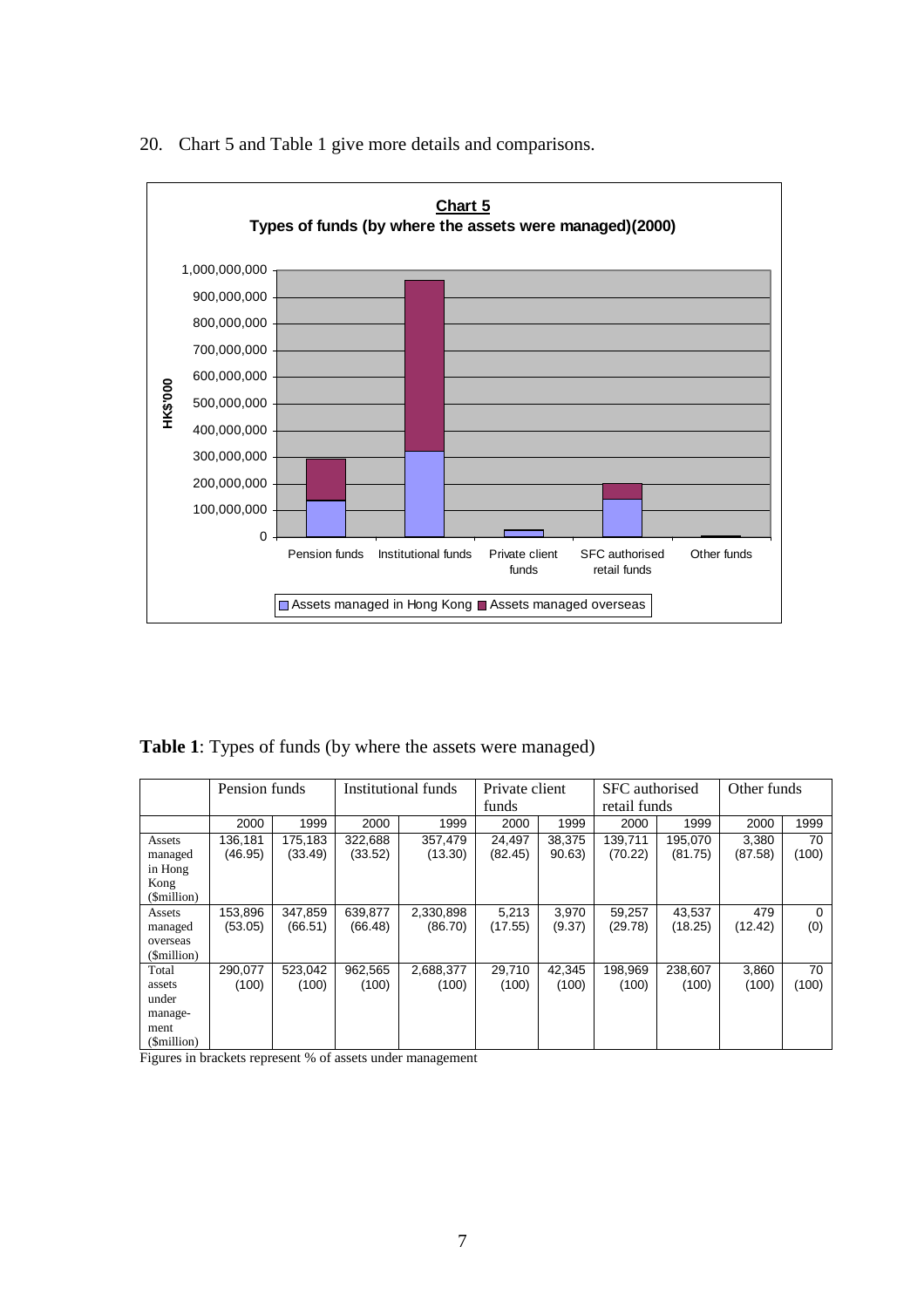20. Chart 5 and Table 1 give more details and comparisons.

**Chart 5**
**Types of funds (by where the assets were managed)(2000)**

**Table 1**: Types of funds (by where the assets were managed)

| | Pension funds | | Institutional funds | | Private client funds | | SFC authorised retail funds | | Other funds | |
|---|---|---|---|---|---|---|---|---|---|---|
| | 2000 | 1999 | 2000 | 1999 | 2000 | 1999 | 2000 | 1999 | 2000 | 1999 |
| Assets managed in Hong Kong ($million) | 136,181 (46.95) | 175,183 (33.49) | 322,688 (33.52) | 357,479 (13.30) | 24,497 (82.45) | 38,375 90.63) | 139,711 (70.22) | 195,070 (81.75) | 3,380 (87.58) | 70 (100) |
| Assets managed overseas ($million) | 153,896 (53.05) | 347,859 (66.51) | 639,877 (66.48) | 2,330,898 (86.70) | 5,213 (17.55) | 3,970 (9.37) | 59,257 (29.78) | 43,537 (18.25) | 479 (12.42) | 0 (0) |
| Total assets under management ($million) | 290,077 (100) | 523,042 (100) | 962,565 (100) | 2,688,377 (100) | 29,710 (100) | 42,345 (100) | 198,969 (100) | 238,607 (100) | 3,860 (100) | 70 (100) |

Figures in brackets represent % of assets under management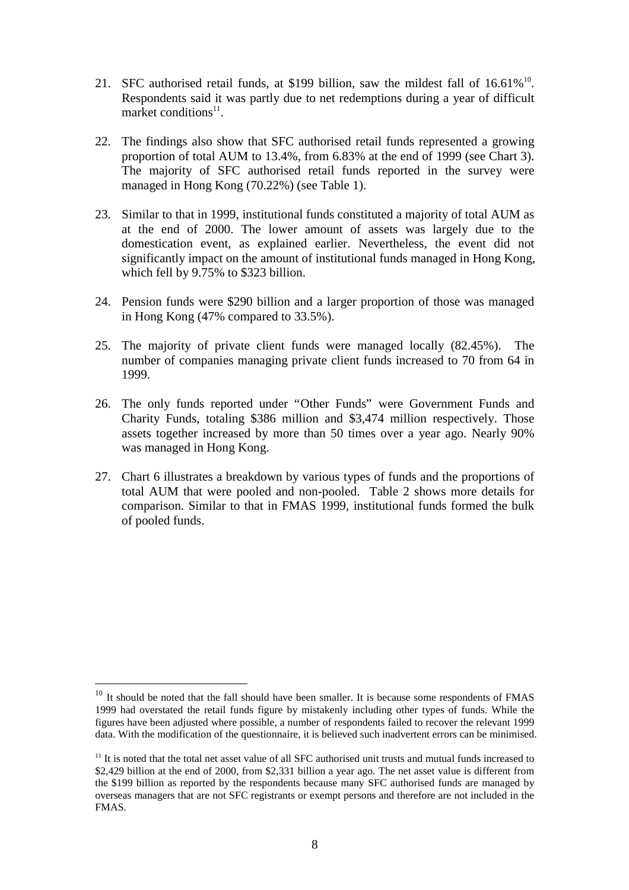21. SFC authorised retail funds, at $199 billion, saw the mildest fall of 16.61%[10]. Respondents said it was partly due to net redemptions during a year of difficult market conditions[11].

22. The findings also show that SFC authorised retail funds represented a growing proportion of total AUM to 13.4%, from 6.83% at the end of 1999 (see Chart 3). The majority of SFC authorised retail funds reported in the survey were managed in Hong Kong (70.22%) (see Table 1).

23. Similar to that in 1999, institutional funds constituted a majority of total AUM as at the end of 2000. The lower amount of assets was largely due to the domestication event, as explained earlier. Nevertheless, the event did not significantly impact on the amount of institutional funds managed in Hong Kong, which fell by 9.75% to $323 billion.

24. Pension funds were $290 billion and a larger proportion of those was managed in Hong Kong (47% compared to 33.5%).

25. The majority of private client funds were managed locally (82.45%). The number of companies managing private client funds increased to 70 from 64 in 1999.

26. The only funds reported under "Other Funds" were Government Funds and Charity Funds, totaling $386 million and $3,474 million respectively. Those assets together increased by more than 50 times over a year ago. Nearly 90% was managed in Hong Kong.

27. Chart 6 illustrates a breakdown by various types of funds and the proportions of total AUM that were pooled and non-pooled. Table 2 shows more details for comparison. Similar to that in FMAS 1999, institutional funds formed the bulk of pooled funds.

---

[10] It should be noted that the fall should have been smaller. It is because some respondents of FMAS 1999 had overstated the retail funds figure by mistakenly including other types of funds. While the figures have been adjusted where possible, a number of respondents failed to recover the relevant 1999 data. With the modification of the questionnaire, it is believed such inadvertent errors can be minimised.

[11] It is noted that the total net asset value of all SFC authorised unit trusts and mutual funds increased to $2,429 billion at the end of 2000, from $2,331 billion a year ago. The net asset value is different from the $199 billion as reported by the respondents because many SFC authorised funds are managed by overseas managers that are not SFC registrants or exempt persons and therefore are not included in the FMAS.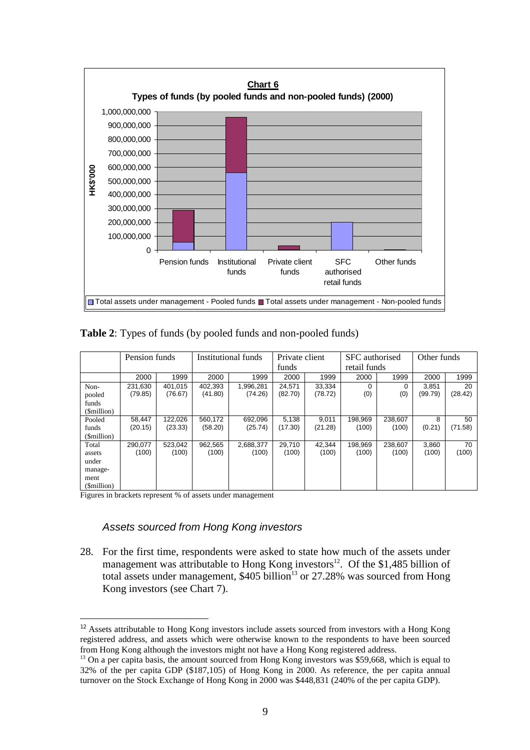**Chart 6**

**Types of funds (by pooled funds and non-pooled funds) (2000)**

Table 2: Types of funds (by pooled funds and non-pooled funds)

| | Pension funds | | Institutional funds | | Private client funds | | SFC authorised retail funds | | Other funds | |
|---|---|---|---|---|---|---|---|---|---|---|
| | 2000 | 1999 | 2000 | 1999 | 2000 | 1999 | 2000 | 1999 | 2000 | 1999 |
| Non-pooled funds ($million) | 231,630 (79.85) | 401,015 (76.67) | 402,393 (41.80) | 1,996,281 (74.26) | 24,571 (82.70) | 33,334 (78.72) | 0 (0) | 0 (0) | 3,851 (99.79) | 20 (28.42) |
| Pooled funds ($million) | 58,447 (20.15) | 122,026 (23.33) | 560,172 (58.20) | 692,096 (25.74) | 5,138 (17.30) | 9,011 (21.28) | 198,969 (100) | 238,607 (100) | 8 (0.21) | 50 (71.58) |
| Total assets under management ($million) | 290,077 (100) | 523,042 (100) | 962,565 (100) | 2,688,377 (100) | 29,710 (100) | 42,344 (100) | 198,969 (100) | 238,607 (100) | 3,860 (100) | 70 (100) |

Figures in brackets represent % of assets under management

### *Assets sourced from Hong Kong investors*

28. For the first time, respondents were asked to state how much of the assets under management was attributable to Hong Kong investors[12]. Of the $1,485 billion of total assets under management, $405 billion[13] or 27.28% was sourced from Hong Kong investors (see Chart 7).

---

[12] Assets attributable to Hong Kong investors include assets sourced from investors with a Hong Kong registered address, and assets which were otherwise known to the respondents to have been sourced from Hong Kong although the investors might not have a Hong Kong registered address.

[13] On a per capita basis, the amount sourced from Hong Kong investors was $59,668, which is equal to 32% of the per capita GDP ($187,105) of Hong Kong in 2000. As reference, the per capita annual turnover on the Stock Exchange of Hong Kong in 2000 was $448,831 (240% of the per capita GDP).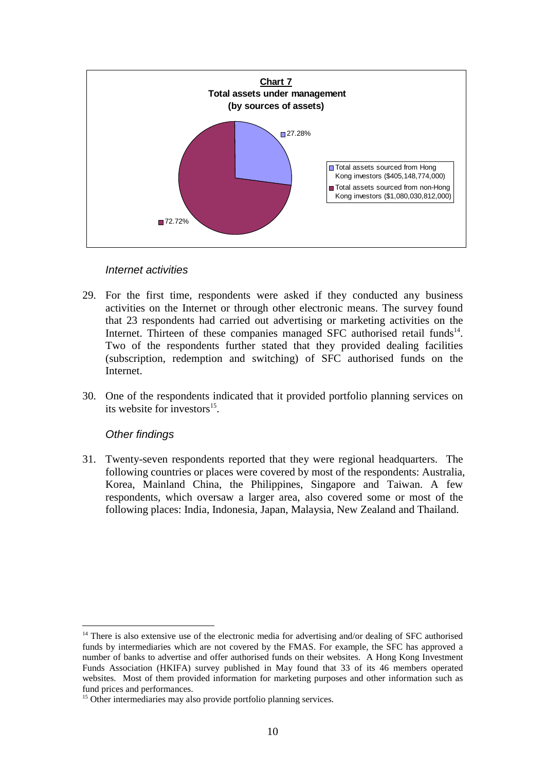**Chart 7**
**Total assets under management**
**(by sources of assets)**

- Total assets sourced from Hong Kong investors ($405,148,774,000): 27.28%
- Total assets sourced from non-Hong Kong investors ($1,080,030,812,000): 72.72%

### *Internet activities*

29. For the first time, respondents were asked if they conducted any business activities on the Internet or through other electronic means. The survey found that 23 respondents had carried out advertising or marketing activities on the Internet. Thirteen of these companies managed SFC authorised retail funds[14]. Two of the respondents further stated that they provided dealing facilities (subscription, redemption and switching) of SFC authorised funds on the Internet.

30. One of the respondents indicated that it provided portfolio planning services on its website for investors[15].

### *Other findings*

31. Twenty-seven respondents reported that they were regional headquarters. The following countries or places were covered by most of the respondents: Australia, Korea, Mainland China, the Philippines, Singapore and Taiwan. A few respondents, which oversaw a larger area, also covered some or most of the following places: India, Indonesia, Japan, Malaysia, New Zealand and Thailand.

---

[14] There is also extensive use of the electronic media for advertising and/or dealing of SFC authorised funds by intermediaries which are not covered by the FMAS. For example, the SFC has approved a number of banks to advertise and offer authorised funds on their websites. A Hong Kong Investment Funds Association (HKIFA) survey published in May found that 33 of its 46 members operated websites. Most of them provided information for marketing purposes and other information such as fund prices and performances.

[15] Other intermediaries may also provide portfolio planning services.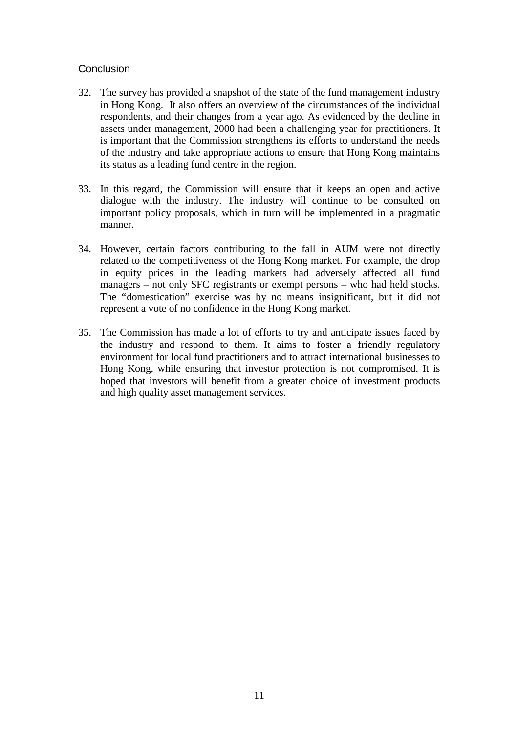## Conclusion

32. The survey has provided a snapshot of the state of the fund management industry in Hong Kong. It also offers an overview of the circumstances of the individual respondents, and their changes from a year ago. As evidenced by the decline in assets under management, 2000 had been a challenging year for practitioners. It is important that the Commission strengthens its efforts to understand the needs of the industry and take appropriate actions to ensure that Hong Kong maintains its status as a leading fund centre in the region.

33. In this regard, the Commission will ensure that it keeps an open and active dialogue with the industry. The industry will continue to be consulted on important policy proposals, which in turn will be implemented in a pragmatic manner.

34. However, certain factors contributing to the fall in AUM were not directly related to the competitiveness of the Hong Kong market. For example, the drop in equity prices in the leading markets had adversely affected all fund managers – not only SFC registrants or exempt persons – who had held stocks. The "domestication" exercise was by no means insignificant, but it did not represent a vote of no confidence in the Hong Kong market.

35. The Commission has made a lot of efforts to try and anticipate issues faced by the industry and respond to them. It aims to foster a friendly regulatory environment for local fund practitioners and to attract international businesses to Hong Kong, while ensuring that investor protection is not compromised. It is hoped that investors will benefit from a greater choice of investment products and high quality asset management services.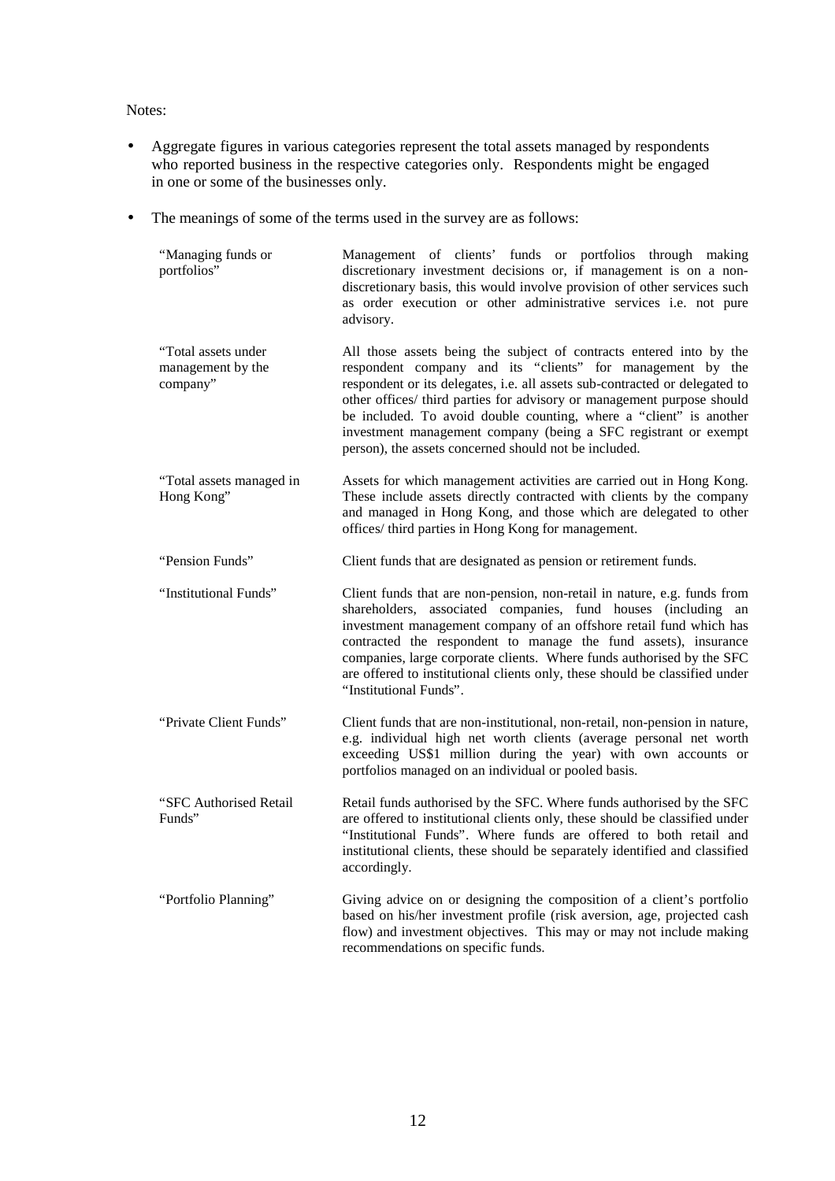Notes:

- Aggregate figures in various categories represent the total assets managed by respondents who reported business in the respective categories only. Respondents might be engaged in one or some of the businesses only.
- The meanings of some of the terms used in the survey are as follows:

| | |
|---|---|
| "Managing funds or portfolios" | Management of clients' funds or portfolios through making discretionary investment decisions or, if management is on a non-discretionary basis, this would involve provision of other services such as order execution or other administrative services i.e. not pure advisory. |
| "Total assets under management by the company" | All those assets being the subject of contracts entered into by the respondent company and its "clients" for management by the respondent or its delegates, i.e. all assets sub-contracted or delegated to other offices/ third parties for advisory or management purpose should be included. To avoid double counting, where a "client" is another investment management company (being a SFC registrant or exempt person), the assets concerned should not be included. |
| "Total assets managed in Hong Kong" | Assets for which management activities are carried out in Hong Kong. These include assets directly contracted with clients by the company and managed in Hong Kong, and those which are delegated to other offices/ third parties in Hong Kong for management. |
| "Pension Funds" | Client funds that are designated as pension or retirement funds. |
| "Institutional Funds" | Client funds that are non-pension, non-retail in nature, e.g. funds from shareholders, associated companies, fund houses (including an investment management company of an offshore retail fund which has contracted the respondent to manage the fund assets), insurance companies, large corporate clients. Where funds authorised by the SFC are offered to institutional clients only, these should be classified under "Institutional Funds". |
| "Private Client Funds" | Client funds that are non-institutional, non-retail, non-pension in nature, e.g. individual high net worth clients (average personal net worth exceeding US$1 million during the year) with own accounts or portfolios managed on an individual or pooled basis. |
| "SFC Authorised Retail Funds" | Retail funds authorised by the SFC. Where funds authorised by the SFC are offered to institutional clients only, these should be classified under "Institutional Funds". Where funds are offered to both retail and institutional clients, these should be separately identified and classified accordingly. |
| "Portfolio Planning" | Giving advice on or designing the composition of a client's portfolio based on his/her investment profile (risk aversion, age, projected cash flow) and investment objectives. This may or may not include making recommendations on specific funds. |